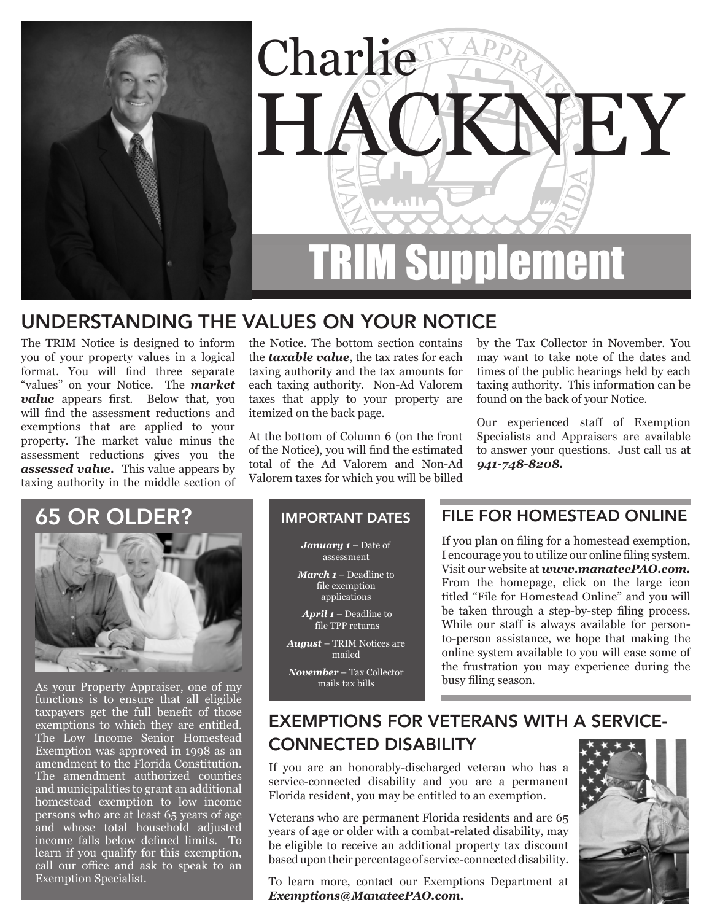# Charlie HACKNEY

## TRIM Supplement

## UNDERSTANDING THE VALUES ON YOUR NOTICE

The TRIM Notice is designed to inform you of your property values in a logical format. You will find three separate "values" on your Notice. The ***market value*** appears first. Below that, you will find the assessment reductions and exemptions that are applied to your property. The market value minus the assessment reductions gives you the ***assessed value.*** This value appears by taxing authority in the middle section of the Notice. The bottom section contains the ***taxable value***, the tax rates for each taxing authority and the tax amounts for each taxing authority. Non-Ad Valorem taxes that apply to your property are itemized on the back page.

At the bottom of Column 6 (on the front of the Notice), you will find the estimated total of the Ad Valorem and Non-Ad Valorem taxes for which you will be billed by the Tax Collector in November. You may want to take note of the dates and times of the public hearings held by each taxing authority. This information can be found on the back of your Notice.

Our experienced staff of Exemption Specialists and Appraisers are available to answer your questions. Just call us at ***941-748-8208.***

## 65 OR OLDER?

As your Property Appraiser, one of my functions is to ensure that all eligible taxpayers get the full benefit of those exemptions to which they are entitled. The Low Income Senior Homestead Exemption was approved in 1998 as an amendment to the Florida Constitution. The amendment authorized counties and municipalities to grant an additional homestead exemption to low income persons who are at least 65 years of age and whose total household adjusted income falls below defined limits. To learn if you qualify for this exemption, call our office and ask to speak to an Exemption Specialist.

## IMPORTANT DATES

***January 1*** – Date of assessment

***March 1*** – Deadline to file exemption applications

***April 1*** – Deadline to file TPP returns

***August*** – TRIM Notices are mailed

***November*** – Tax Collector mails tax bills

## FILE FOR HOMESTEAD ONLINE

If you plan on filing for a homestead exemption, I encourage you to utilize our online filing system. Visit our website at ***www.manateePAO.com.*** From the homepage, click on the large icon titled "File for Homestead Online" and you will be taken through a step-by-step filing process. While our staff is always available for person-to-person assistance, we hope that making the online system available to you will ease some of the frustration you may experience during the busy filing season.

## EXEMPTIONS FOR VETERANS WITH A SERVICE-CONNECTED DISABILITY

If you are an honorably-discharged veteran who has a service-connected disability and you are a permanent Florida resident, you may be entitled to an exemption.

Veterans who are permanent Florida residents and are 65 years of age or older with a combat-related disability, may be eligible to receive an additional property tax discount based upon their percentage of service-connected disability.

To learn more, contact our Exemptions Department at ***Exemptions@ManateePAO.com.***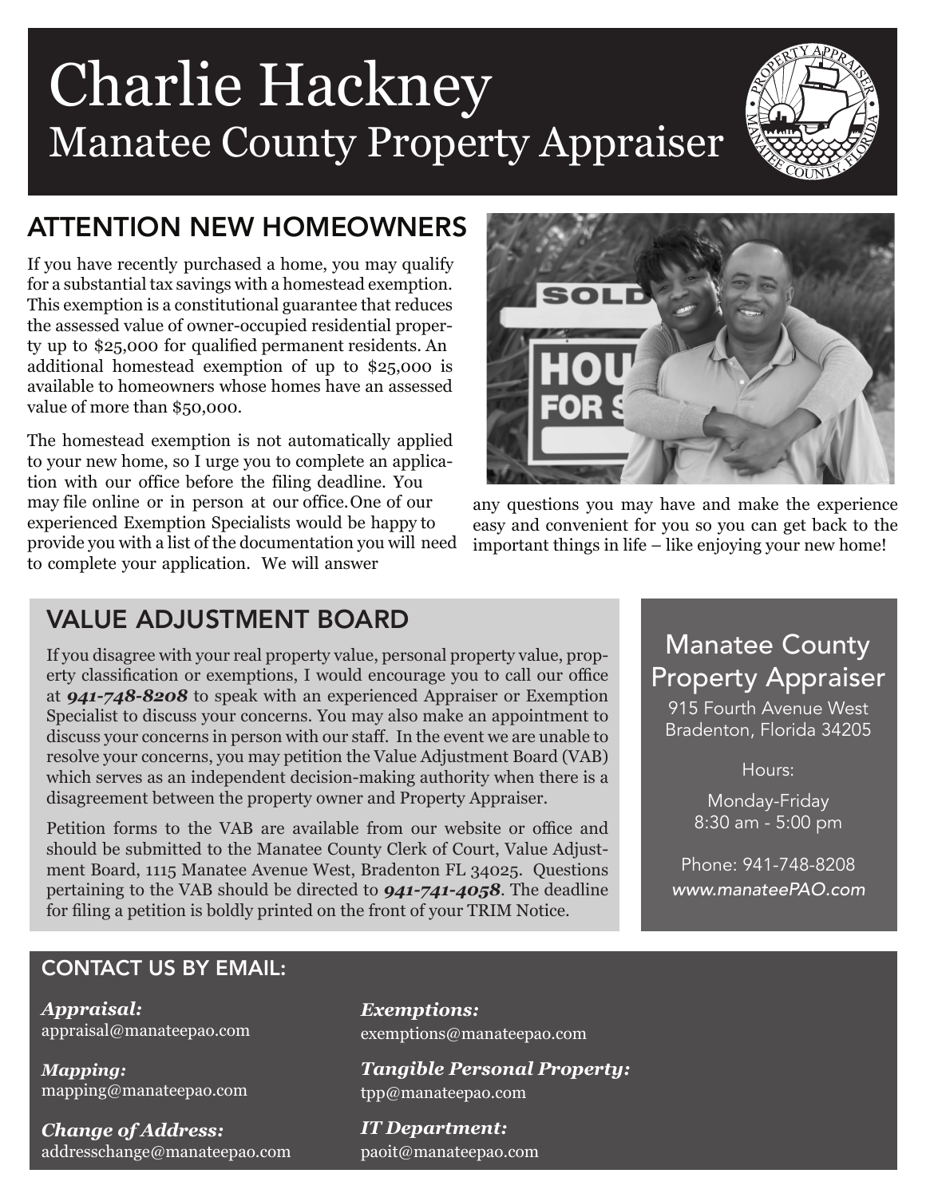# Charlie Hackney

## Manatee County Property Appraiser

## ATTENTION NEW HOMEOWNERS

If you have recently purchased a home, you may qualify for a substantial tax savings with a homestead exemption. This exemption is a constitutional guarantee that reduces the assessed value of owner-occupied residential property up to $25,000 for qualified permanent residents. An additional homestead exemption of up to $25,000 is available to homeowners whose homes have an assessed value of more than $50,000.

The homestead exemption is not automatically applied to your new home, so I urge you to complete an application with our office before the filing deadline. You may file online or in person at our office. One of our experienced Exemption Specialists would be happy to provide you with a list of the documentation you will need to complete your application. We will answer any questions you may have and make the experience easy and convenient for you so you can get back to the important things in life – like enjoying your new home!

## VALUE ADJUSTMENT BOARD

If you disagree with your real property value, personal property value, property classification or exemptions, I would encourage you to call our office at ***941-748-8208*** to speak with an experienced Appraiser or Exemption Specialist to discuss your concerns. You may also make an appointment to discuss your concerns in person with our staff. In the event we are unable to resolve your concerns, you may petition the Value Adjustment Board (VAB) which serves as an independent decision-making authority when there is a disagreement between the property owner and Property Appraiser.

Petition forms to the VAB are available from our website or office and should be submitted to the Manatee County Clerk of Court, Value Adjustment Board, 1115 Manatee Avenue West, Bradenton FL 34025. Questions pertaining to the VAB should be directed to ***941-741-4058***. The deadline for filing a petition is boldly printed on the front of your TRIM Notice.

## Manatee County Property Appraiser

915 Fourth Avenue West
Bradenton, Florida 34205

Hours:

Monday-Friday
8:30 am - 5:00 pm

Phone: 941-748-8208
*www.manateePAO.com*

## CONTACT US BY EMAIL:

***Appraisal:***
appraisal@manateepao.com

***Mapping:***
mapping@manateepao.com

***Change of Address:***
addresschange@manateepao.com

***Exemptions:***
exemptions@manateepao.com

***Tangible Personal Property:***
tpp@manateepao.com

***IT Department:***
paoit@manateepao.com